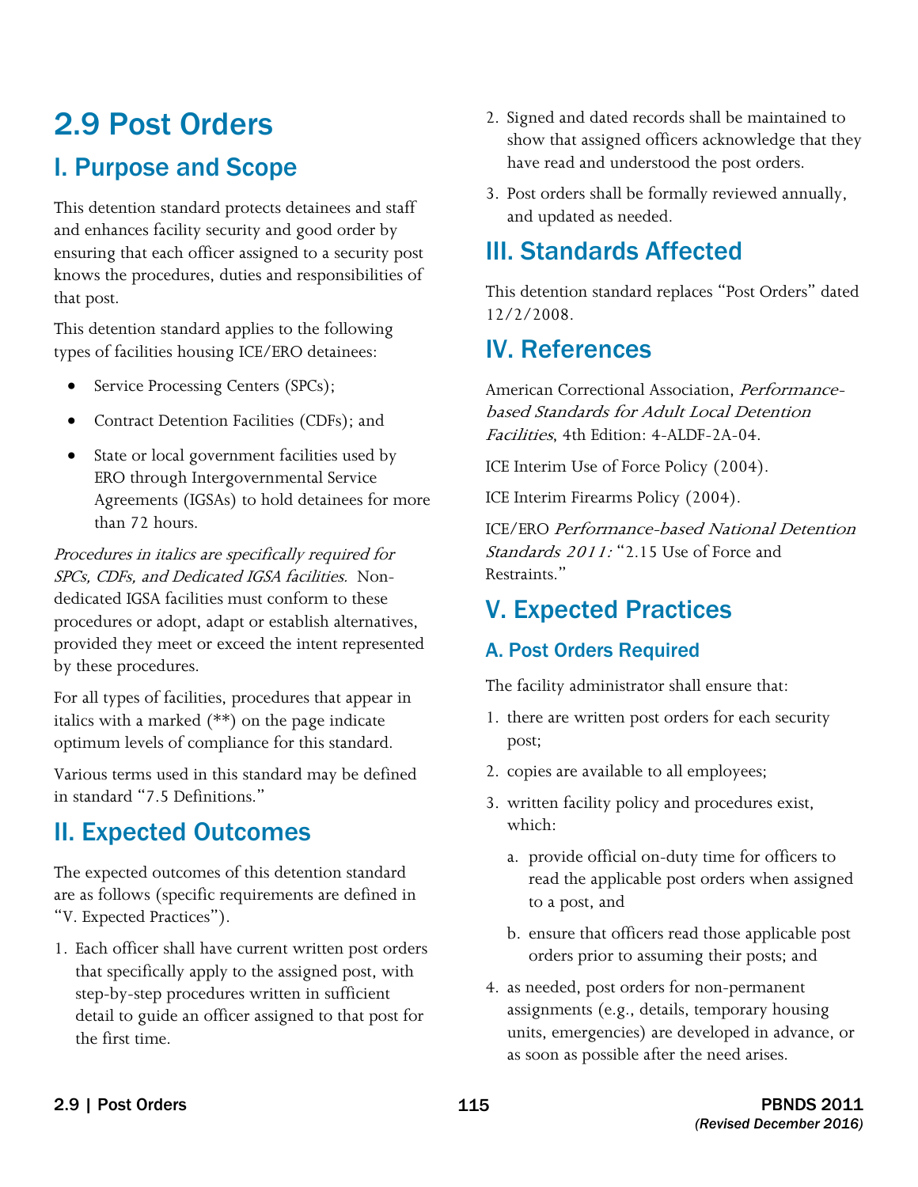# 2.9 Post Orders

## I. Purpose and Scope

This detention standard protects detainees and staff and enhances facility security and good order by ensuring that each officer assigned to a security post knows the procedures, duties and responsibilities of that post.

This detention standard applies to the following types of facilities housing ICE/ERO detainees:

- Service Processing Centers (SPCs);
- Contract Detention Facilities (CDFs); and
- State or local government facilities used by ERO through Intergovernmental Service Agreements (IGSAs) to hold detainees for more than 72 hours.

*Procedures in italics are specifically required for SPCs, CDFs, and Dedicated IGSA facilities.* Non-dedicated IGSA facilities must conform to these procedures or adopt, adapt or establish alternatives, provided they meet or exceed the intent represented by these procedures.

For all types of facilities, procedures that appear in italics with a marked (**) on the page indicate optimum levels of compliance for this standard.

Various terms used in this standard may be defined in standard "7.5 Definitions."

## II. Expected Outcomes

The expected outcomes of this detention standard are as follows (specific requirements are defined in "V. Expected Practices").

1. Each officer shall have current written post orders that specifically apply to the assigned post, with step-by-step procedures written in sufficient detail to guide an officer assigned to that post for the first time.
2. Signed and dated records shall be maintained to show that assigned officers acknowledge that they have read and understood the post orders.
3. Post orders shall be formally reviewed annually, and updated as needed.

## III. Standards Affected

This detention standard replaces "Post Orders" dated 12/2/2008.

## IV. References

American Correctional Association, *Performance-based Standards for Adult Local Detention Facilities*, 4th Edition: 4-ALDF-2A-04.

ICE Interim Use of Force Policy (2004).

ICE Interim Firearms Policy (2004).

ICE/ERO *Performance-based National Detention Standards 2011:* "2.15 Use of Force and Restraints."

## V. Expected Practices

### A. Post Orders Required

The facility administrator shall ensure that:

1. there are written post orders for each security post;
2. copies are available to all employees;
3. written facility policy and procedures exist, which:
   a. provide official on-duty time for officers to read the applicable post orders when assigned to a post, and
   b. ensure that officers read those applicable post orders prior to assuming their posts; and
4. as needed, post orders for non-permanent assignments (e.g., details, temporary housing units, emergencies) are developed in advance, or as soon as possible after the need arises.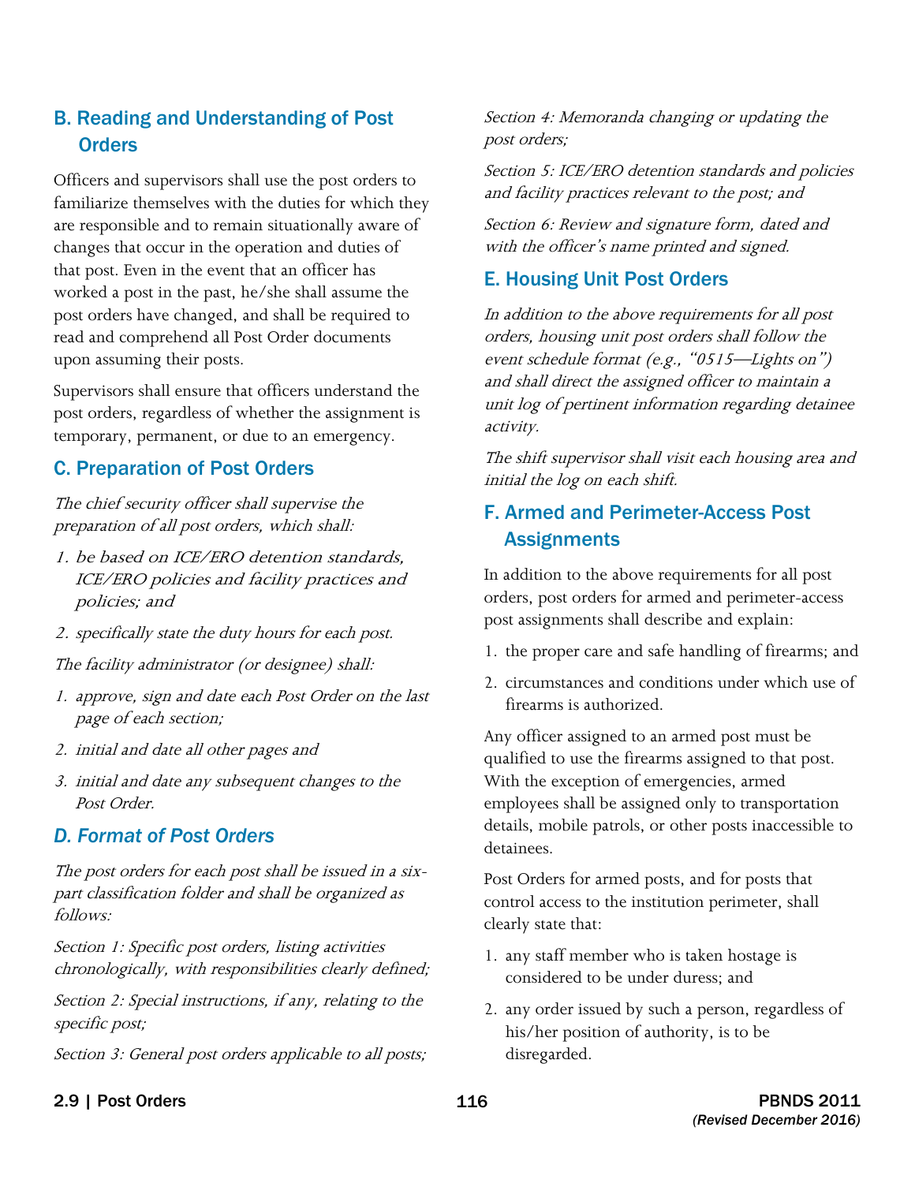## B. Reading and Understanding of Post Orders

Officers and supervisors shall use the post orders to familiarize themselves with the duties for which they are responsible and to remain situationally aware of changes that occur in the operation and duties of that post. Even in the event that an officer has worked a post in the past, he/she shall assume the post orders have changed, and shall be required to read and comprehend all Post Order documents upon assuming their posts.

Supervisors shall ensure that officers understand the post orders, regardless of whether the assignment is temporary, permanent, or due to an emergency.

## C. Preparation of Post Orders

*The chief security officer shall supervise the preparation of all post orders, which shall:*

1. *be based on ICE/ERO detention standards, ICE/ERO policies and facility practices and policies; and*
2. *specifically state the duty hours for each post.*

*The facility administrator (or designee) shall:*

1. *approve, sign and date each Post Order on the last page of each section;*
2. *initial and date all other pages and*
3. *initial and date any subsequent changes to the Post Order.*

## *D. Format of Post Orders*

*The post orders for each post shall be issued in a six-part classification folder and shall be organized as follows:*

*Section 1: Specific post orders, listing activities chronologically, with responsibilities clearly defined;*

*Section 2: Special instructions, if any, relating to the specific post;*

*Section 3: General post orders applicable to all posts;*

*Section 4: Memoranda changing or updating the post orders;*

*Section 5: ICE/ERO detention standards and policies and facility practices relevant to the post; and*

*Section 6: Review and signature form, dated and with the officer's name printed and signed.*

## E. Housing Unit Post Orders

*In addition to the above requirements for all post orders, housing unit post orders shall follow the event schedule format (e.g., "0515—Lights on") and shall direct the assigned officer to maintain a unit log of pertinent information regarding detainee activity.*

*The shift supervisor shall visit each housing area and initial the log on each shift.*

## F. Armed and Perimeter-Access Post Assignments

In addition to the above requirements for all post orders, post orders for armed and perimeter-access post assignments shall describe and explain:

1. the proper care and safe handling of firearms; and
2. circumstances and conditions under which use of firearms is authorized.

Any officer assigned to an armed post must be qualified to use the firearms assigned to that post. With the exception of emergencies, armed employees shall be assigned only to transportation details, mobile patrols, or other posts inaccessible to detainees.

Post Orders for armed posts, and for posts that control access to the institution perimeter, shall clearly state that:

1. any staff member who is taken hostage is considered to be under duress; and
2. any order issued by such a person, regardless of his/her position of authority, is to be disregarded.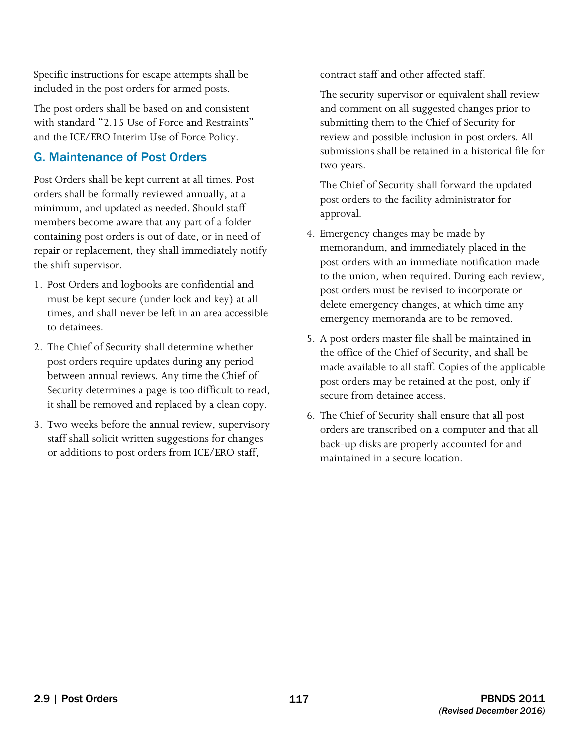Specific instructions for escape attempts shall be included in the post orders for armed posts.

The post orders shall be based on and consistent with standard "2.15 Use of Force and Restraints" and the ICE/ERO Interim Use of Force Policy.

## G. Maintenance of Post Orders

Post Orders shall be kept current at all times. Post orders shall be formally reviewed annually, at a minimum, and updated as needed. Should staff members become aware that any part of a folder containing post orders is out of date, or in need of repair or replacement, they shall immediately notify the shift supervisor.

1. Post Orders and logbooks are confidential and must be kept secure (under lock and key) at all times, and shall never be left in an area accessible to detainees.
2. The Chief of Security shall determine whether post orders require updates during any period between annual reviews. Any time the Chief of Security determines a page is too difficult to read, it shall be removed and replaced by a clean copy.
3. Two weeks before the annual review, supervisory staff shall solicit written suggestions for changes or additions to post orders from ICE/ERO staff, contract staff and other affected staff.

   The security supervisor or equivalent shall review and comment on all suggested changes prior to submitting them to the Chief of Security for review and possible inclusion in post orders. All submissions shall be retained in a historical file for two years.

   The Chief of Security shall forward the updated post orders to the facility administrator for approval.
4. Emergency changes may be made by memorandum, and immediately placed in the post orders with an immediate notification made to the union, when required. During each review, post orders must be revised to incorporate or delete emergency changes, at which time any emergency memoranda are to be removed.
5. A post orders master file shall be maintained in the office of the Chief of Security, and shall be made available to all staff. Copies of the applicable post orders may be retained at the post, only if secure from detainee access.
6. The Chief of Security shall ensure that all post orders are transcribed on a computer and that all back-up disks are properly accounted for and maintained in a secure location.